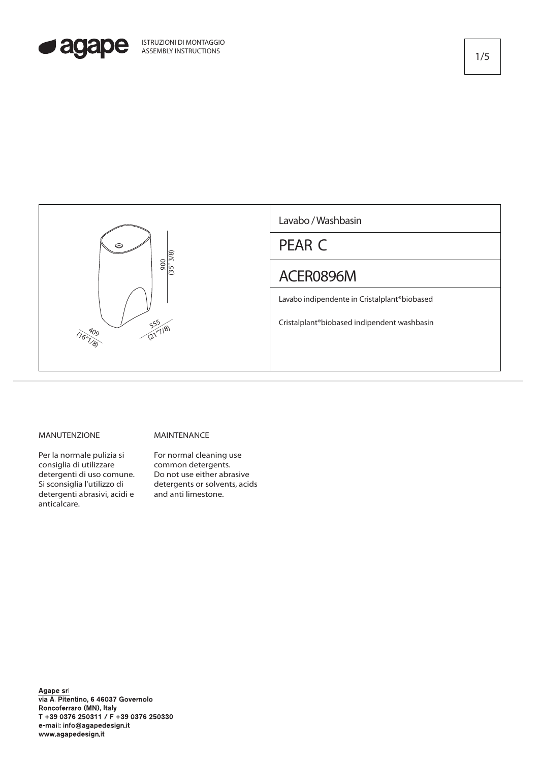ISTRUZIONI DI MONTAGGIO
ASSEMBLY INSTRUCTIONS

900 (35" 3/8)

409 (16"1/8)

555 (21"7/8)

Lavabo / Washbasin

# PEAR C

## ACER0896M

Lavabo indipendente in Cristalplant®biobased

Cristalplant®biobased indipendent washbasin

### MANUTENZIONE

Per la normale pulizia si consiglia di utilizzare detergenti di uso comune. Si sconsiglia l'utilizzo di detergenti abrasivi, acidi e anticalcare.

### MAINTENANCE

For normal cleaning use common detergents. Do not use either abrasive detergents or solvents, acids and anti limestone.

Agape srl
via A. Pitentino, 6 46037 Governolo
Roncoferraro (MN), Italy
T +39 0376 250311 / F +39 0376 250330
e-mail: info@agapedesign.it
www.agapedesign.it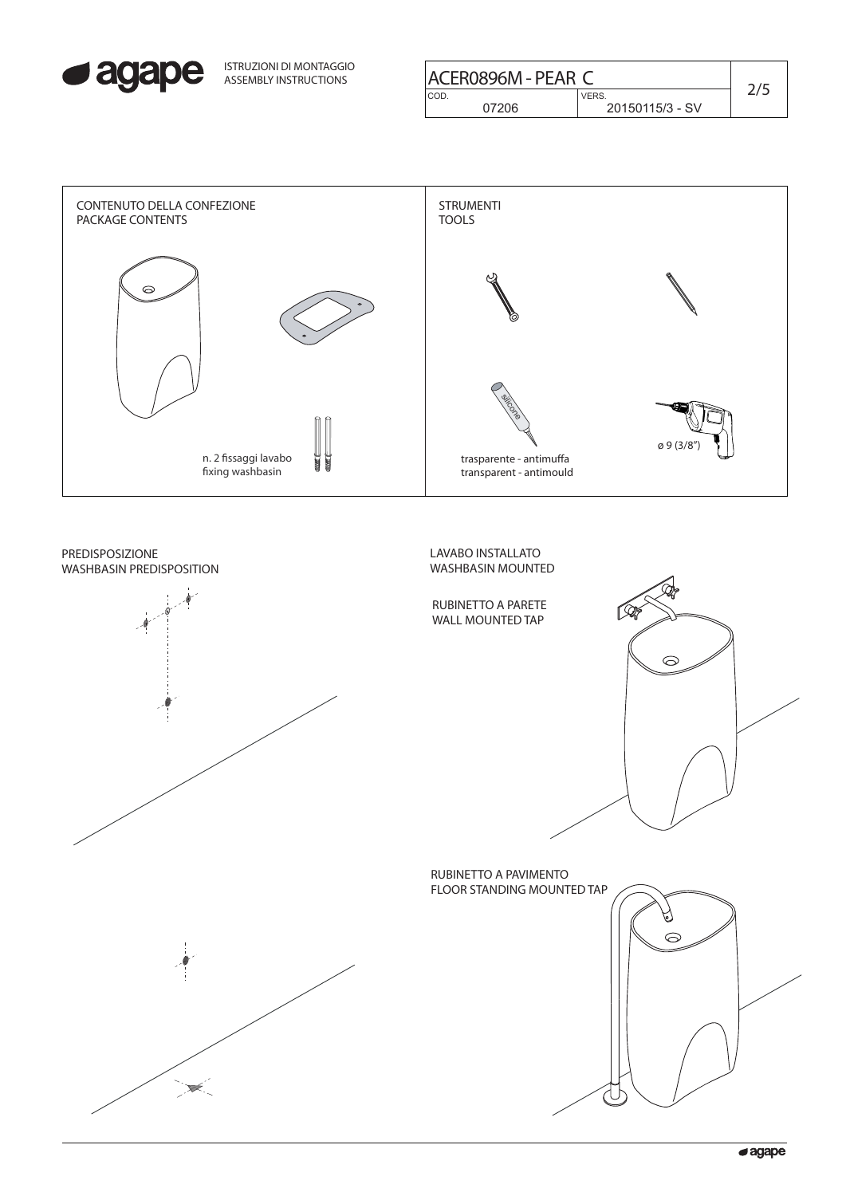ISTRUZIONI DI MONTAGGIO
ASSEMBLY INSTRUCTIONS

| ACER0896M - PEAR C | |
|---|---|
| COD. 07206 | VERS. 20150115/3 - SV |

## CONTENUTO DELLA CONFEZIONE
## PACKAGE CONTENTS

n. 2 fissaggi lavabo
fixing washbasin

## STRUMENTI
## TOOLS

silicone

trasparente - antimuffa
transparent - antimould

ø 9 (3/8")

## PREDISPOSIZIONE
## WASHBASIN PREDISPOSITION

## LAVABO INSTALLATO
## WASHBASIN MOUNTED

RUBINETTO A PARETE
WALL MOUNTED TAP

RUBINETTO A PAVIMENTO
FLOOR STANDING MOUNTED TAP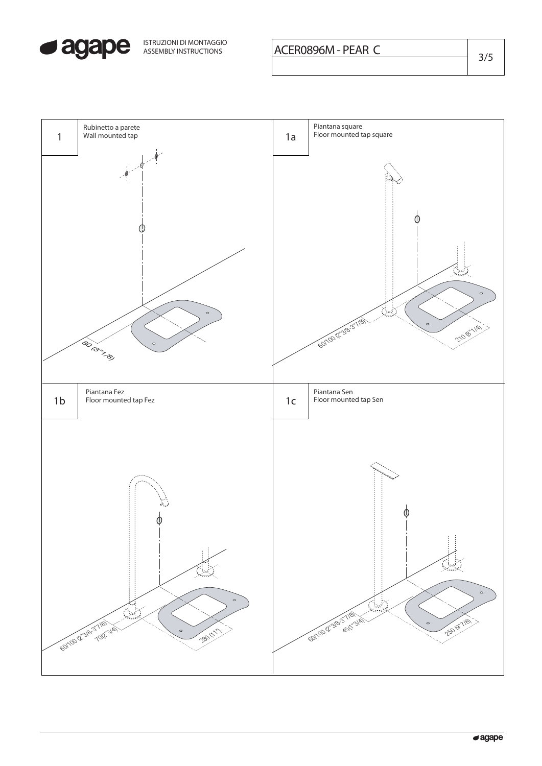**ISTRUZIONI DI MONTAGGIO**
**ASSEMBLY INSTRUCTIONS**

**ACER0896M - PEAR C**

## 1
Rubinetto a parete
Wall mounted tap

80 (3"1/8)

## 1a
Piantana square
Floor mounted tap square

60/100 (2"3/8-3"7/8)

210 (8"1/4)

## 1b
Piantana Fez
Floor mounted tap Fez

60/100 (2"3/8-3"7/8)

70(2"3/4)

280 (11")

## 1c
Piantana Sen
Floor mounted tap Sen

60/100 (2"3/8-3"7/8)

45(1"3/4)

250 (9"7/8)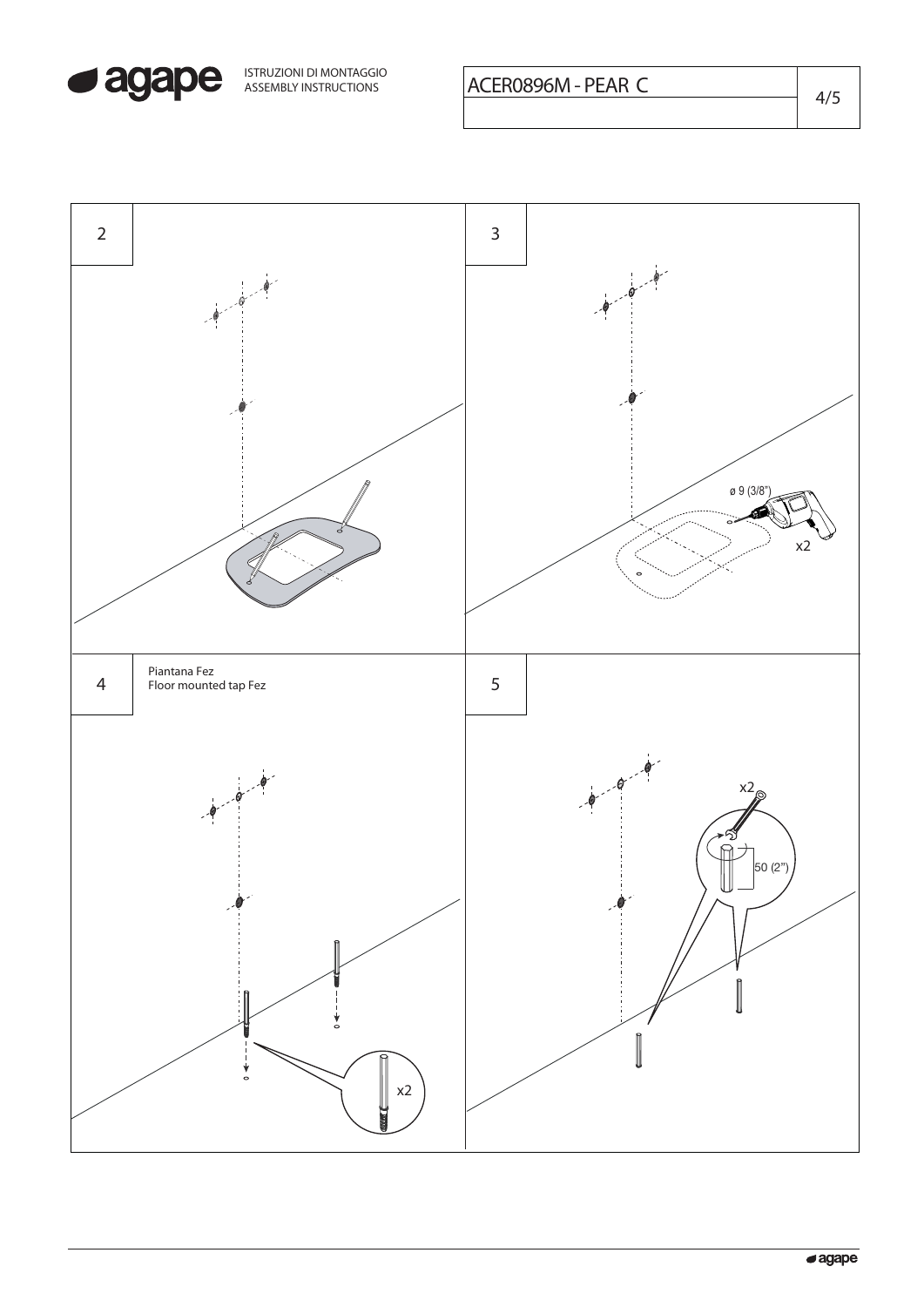ISTRUZIONI DI MONTAGGIO
ASSEMBLY INSTRUCTIONS

ACER0896M - PEAR C

2

3

ø 9 (3/8")

x2

4

Piantana Fez
Floor mounted tap Fez

x2

5

x2

50 (2")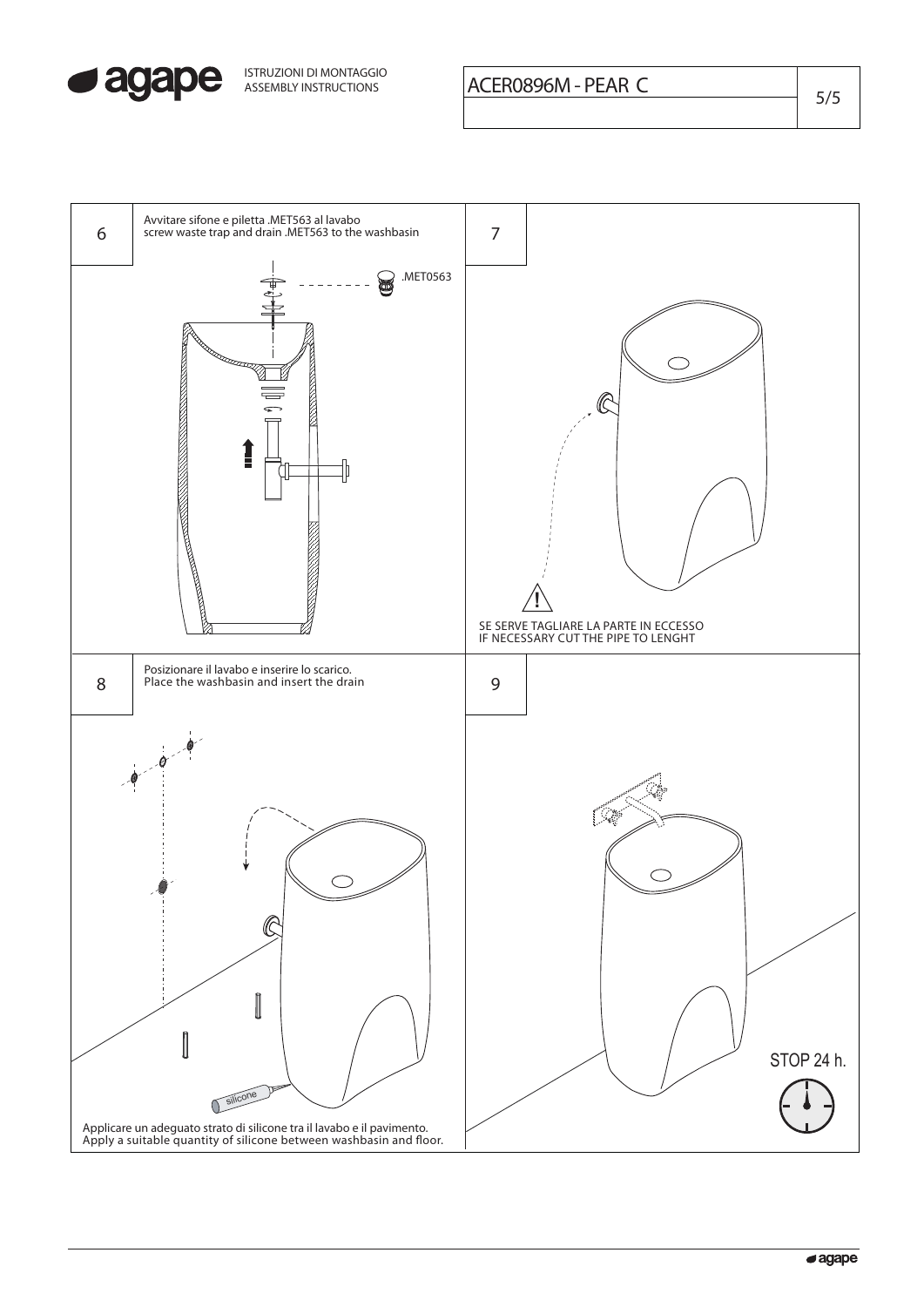## 6

Avvitare sifone e piletta .MET563 al lavabo
screw waste trap and drain .MET563 to the washbasin

.MET0563

## 7

SE SERVE TAGLIARE LA PARTE IN ECCESSO
IF NECESSARY CUT THE PIPE TO LENGHT

## 8

Posizionare il lavabo e inserire lo scarico.
Place the washbasin and insert the drain

silicone

Applicare un adeguato strato di silicone tra il lavabo e il pavimento.
Apply a suitable quantity of silicone between washbasin and floor.

## 9

STOP 24 h.